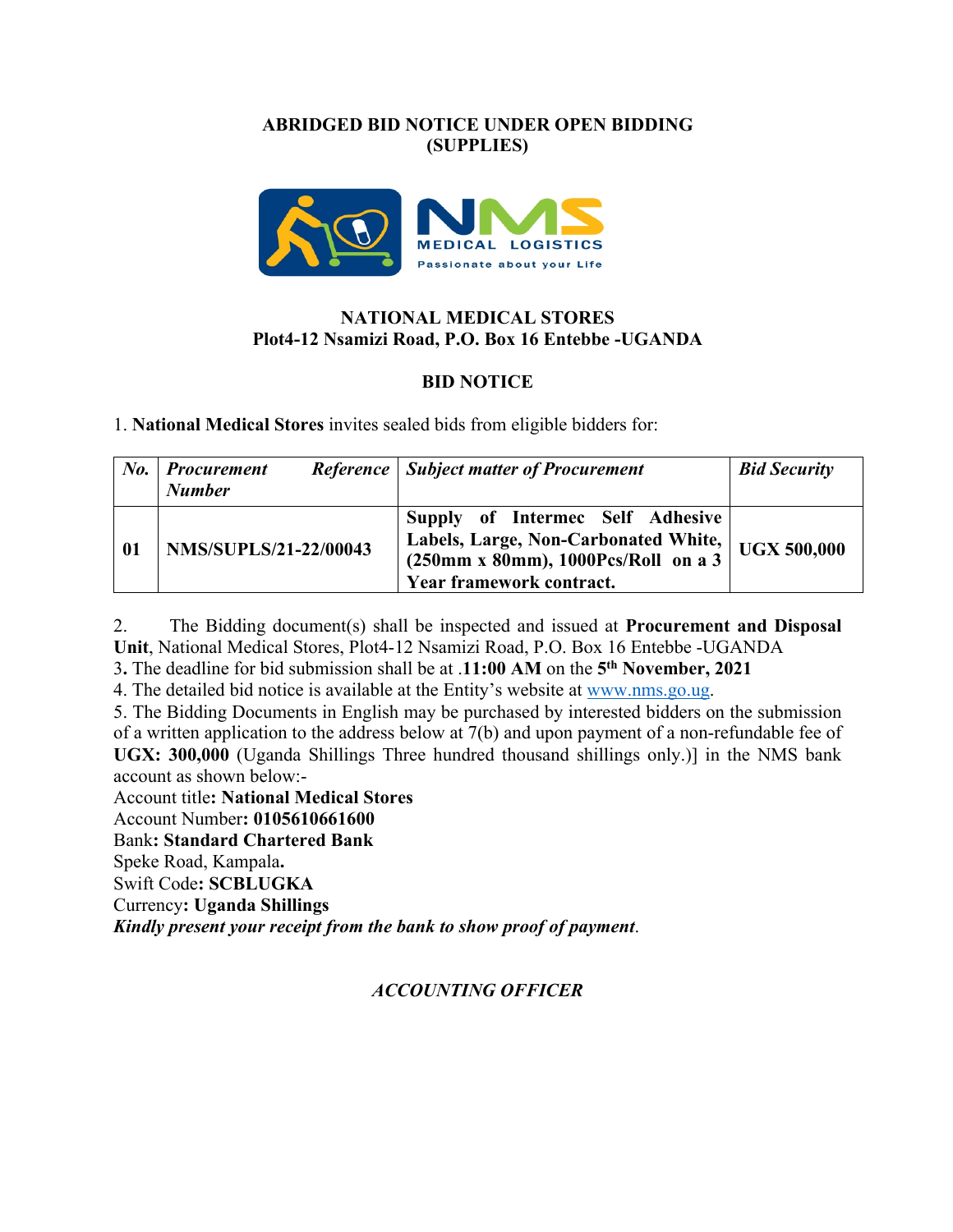**ABRIDGED BID NOTICE UNDER OPEN BIDDING (SUPPLIES)**

**NATIONAL MEDICAL STORES**
**Plot4-12 Nsamizi Road, P.O. Box 16 Entebbe -UGANDA**

## BID NOTICE

1. **National Medical Stores** invites sealed bids from eligible bidders for:

| *No.* | *Procurement Reference Number* | *Subject matter of Procurement* | *Bid Security* |
|---|---|---|---|
| **01** | **NMS/SUPLS/21-22/00043** | **Supply of Intermec Self Adhesive Labels, Large, Non-Carbonated White, (250mm x 80mm), 1000Pcs/Roll on a 3 Year framework contract.** | **UGX 500,000** |

2. The Bidding document(s) shall be inspected and issued at **Procurement and Disposal Unit**, National Medical Stores, Plot4-12 Nsamizi Road, P.O. Box 16 Entebbe -UGANDA

3**.** The deadline for bid submission shall be at .**11:00 AM** on the **5th November, 2021**

4. The detailed bid notice is available at the Entity's website at www.nms.go.ug.

5. The Bidding Documents in English may be purchased by interested bidders on the submission of a written application to the address below at 7(b) and upon payment of a non-refundable fee of **UGX: 300,000** (Uganda Shillings Three hundred thousand shillings only.)] in the NMS bank account as shown below:-

Account title**: National Medical Stores**
Account Number**: 0105610661600**
Bank**: Standard Chartered Bank**
Speke Road, Kampala**.**
Swift Code**: SCBLUGKA**
Currency**: Uganda Shillings**
***Kindly present your receipt from the bank to show proof of payment***.

***ACCOUNTING OFFICER***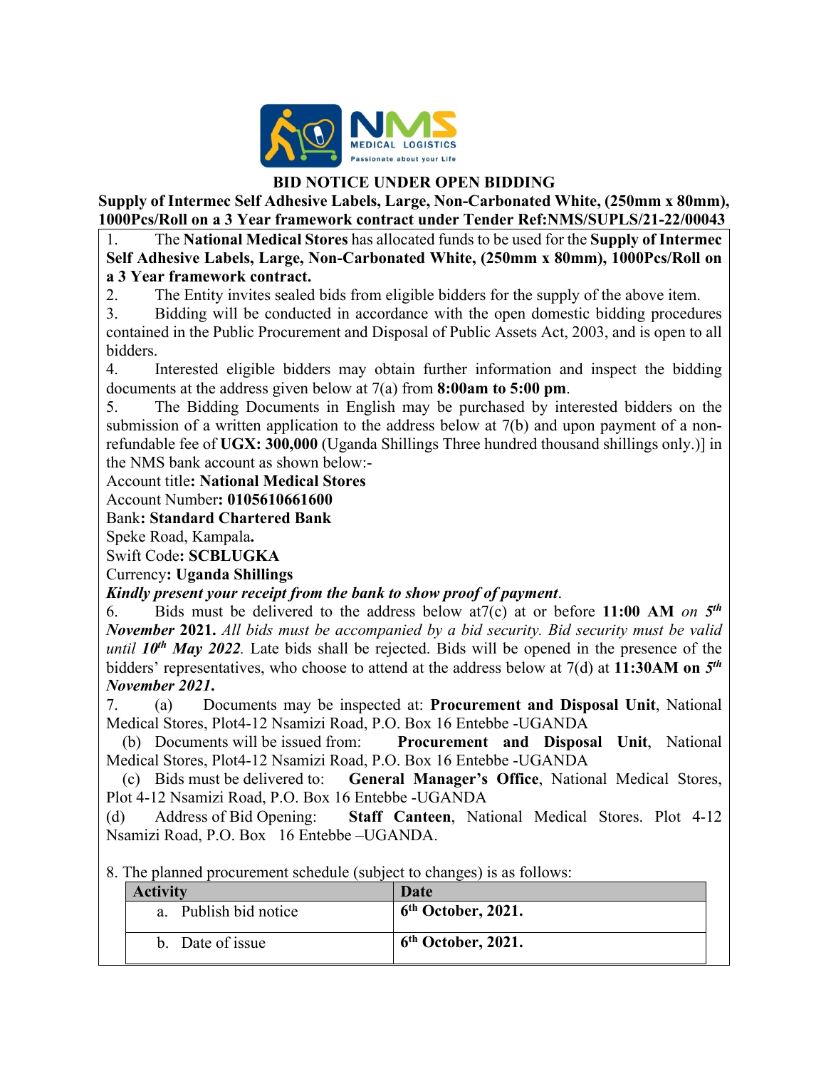**BID NOTICE UNDER OPEN BIDDING**

**Supply of Intermec Self Adhesive Labels, Large, Non-Carbonated White, (250mm x 80mm), 1000Pcs/Roll on a 3 Year framework contract under Tender Ref:NMS/SUPLS/21-22/00043**

1. The **National Medical Stores** has allocated funds to be used for the **Supply of Intermec Self Adhesive Labels, Large, Non-Carbonated White, (250mm x 80mm), 1000Pcs/Roll on a 3 Year framework contract.**
2. The Entity invites sealed bids from eligible bidders for the supply of the above item.
3. Bidding will be conducted in accordance with the open domestic bidding procedures contained in the Public Procurement and Disposal of Public Assets Act, 2003, and is open to all bidders.
4. Interested eligible bidders may obtain further information and inspect the bidding documents at the address given below at 7(a) from **8:00am to 5:00 pm**.
5. The Bidding Documents in English may be purchased by interested bidders on the submission of a written application to the address below at 7(b) and upon payment of a non-refundable fee of **UGX: 300,000** (Uganda Shillings Three hundred thousand shillings only.)] in the NMS bank account as shown below:-

Account title**: National Medical Stores**
Account Number**: 0105610661600**
Bank**: Standard Chartered Bank**
Speke Road, Kampala**.**
Swift Code**: SCBLUGKA**
Currency**: Uganda Shillings**
***Kindly present your receipt from the bank to show proof of payment***.

6. Bids must be delivered to the address below at7(c) at or before **11:00 AM** *on* ***5th November*** **2021.** *All bids must be accompanied by a bid security. Bid security must be valid until* ***10th May 2022****.* Late bids shall be rejected. Bids will be opened in the presence of the bidders' representatives, who choose to attend at the address below at 7(d) at **11:30AM on *5th November 2021.***
7. (a) Documents may be inspected at: **Procurement and Disposal Unit**, National Medical Stores, Plot4-12 Nsamizi Road, P.O. Box 16 Entebbe -UGANDA
   (b) Documents will be issued from: **Procurement and Disposal Unit**, National Medical Stores, Plot4-12 Nsamizi Road, P.O. Box 16 Entebbe -UGANDA
   (c) Bids must be delivered to: **General Manager's Office**, National Medical Stores, Plot 4-12 Nsamizi Road, P.O. Box 16 Entebbe -UGANDA
   (d) Address of Bid Opening: **Staff Canteen**, National Medical Stores. Plot 4-12 Nsamizi Road, P.O. Box 16 Entebbe –UGANDA.

8. The planned procurement schedule (subject to changes) is as follows:

| Activity | Date |
|---|---|
| a. Publish bid notice | **6th October, 2021.** |
| b. Date of issue | **6th October, 2021.** |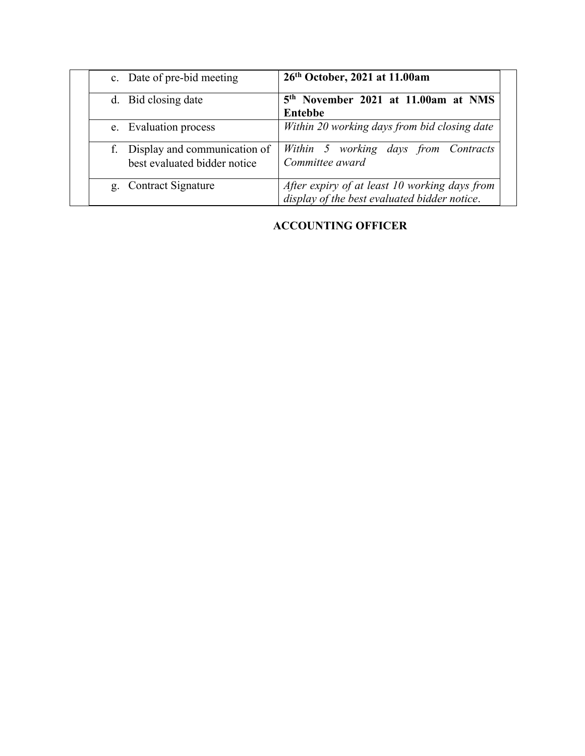| | |
|---|---|
| c. Date of pre-bid meeting | **26th October, 2021 at 11.00am** |
| d. Bid closing date | **5th November 2021 at 11.00am at NMS Entebbe** |
| e. Evaluation process | *Within 20 working days from bid closing date* |
| f. Display and communication of best evaluated bidder notice | *Within 5 working days from Contracts Committee award* |
| g. Contract Signature | *After expiry of at least 10 working days from display of the best evaluated bidder notice*. |

**ACCOUNTING OFFICER**